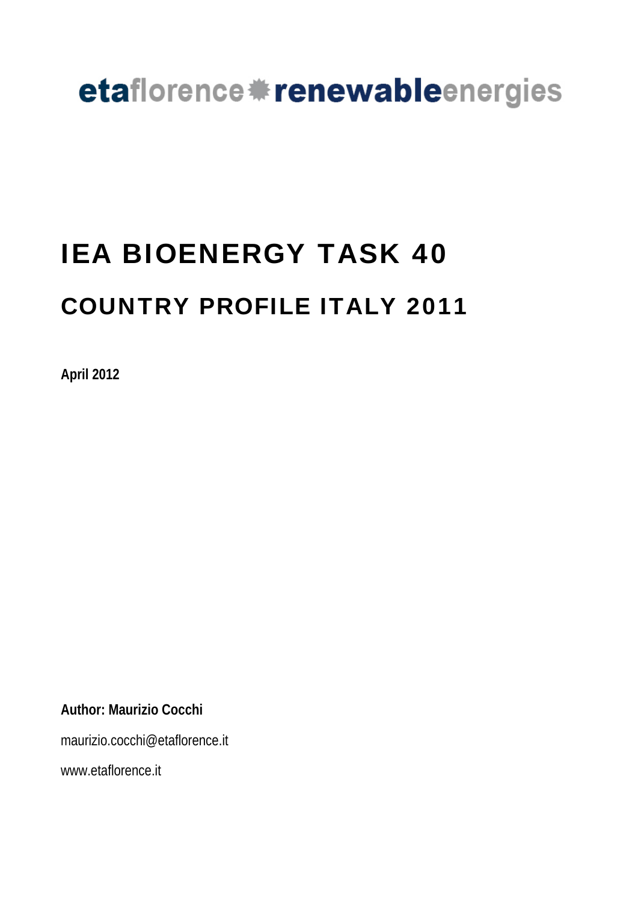etaflorence renewableenergies

# IEA BIOENERGY TASK 40

## COUNTRY PROFILE ITALY 2011

**April 2012**

**Author: Maurizio Cocchi**

maurizio.cocchi@etaflorence.it

www.etaflorence.it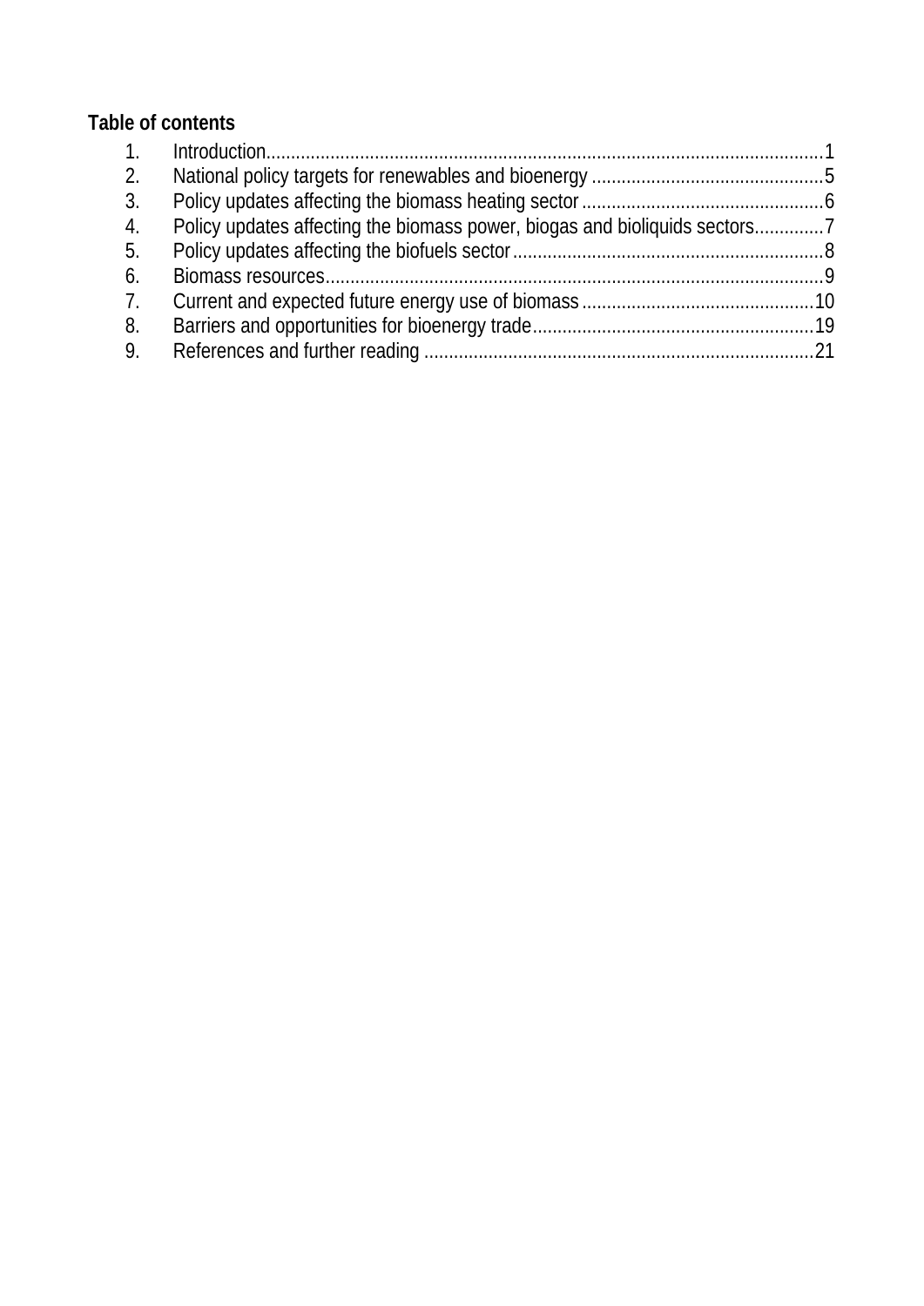**Table of contents**

1. Introduction........................................................................................................1
2. National policy targets for renewables and bioenergy ..............................................5
3. Policy updates affecting the biomass heating sector..................................................6
4. Policy updates affecting the biomass power, biogas and bioliquids sectors.............7
5. Policy updates affecting the biofuels sector..............................................................8
6. Biomass resources.................................................................................................9
7. Current and expected future energy use of biomass..............................................10
8. Barriers and opportunities for bioenergy trade........................................................19
9. References and further reading ............................................................................21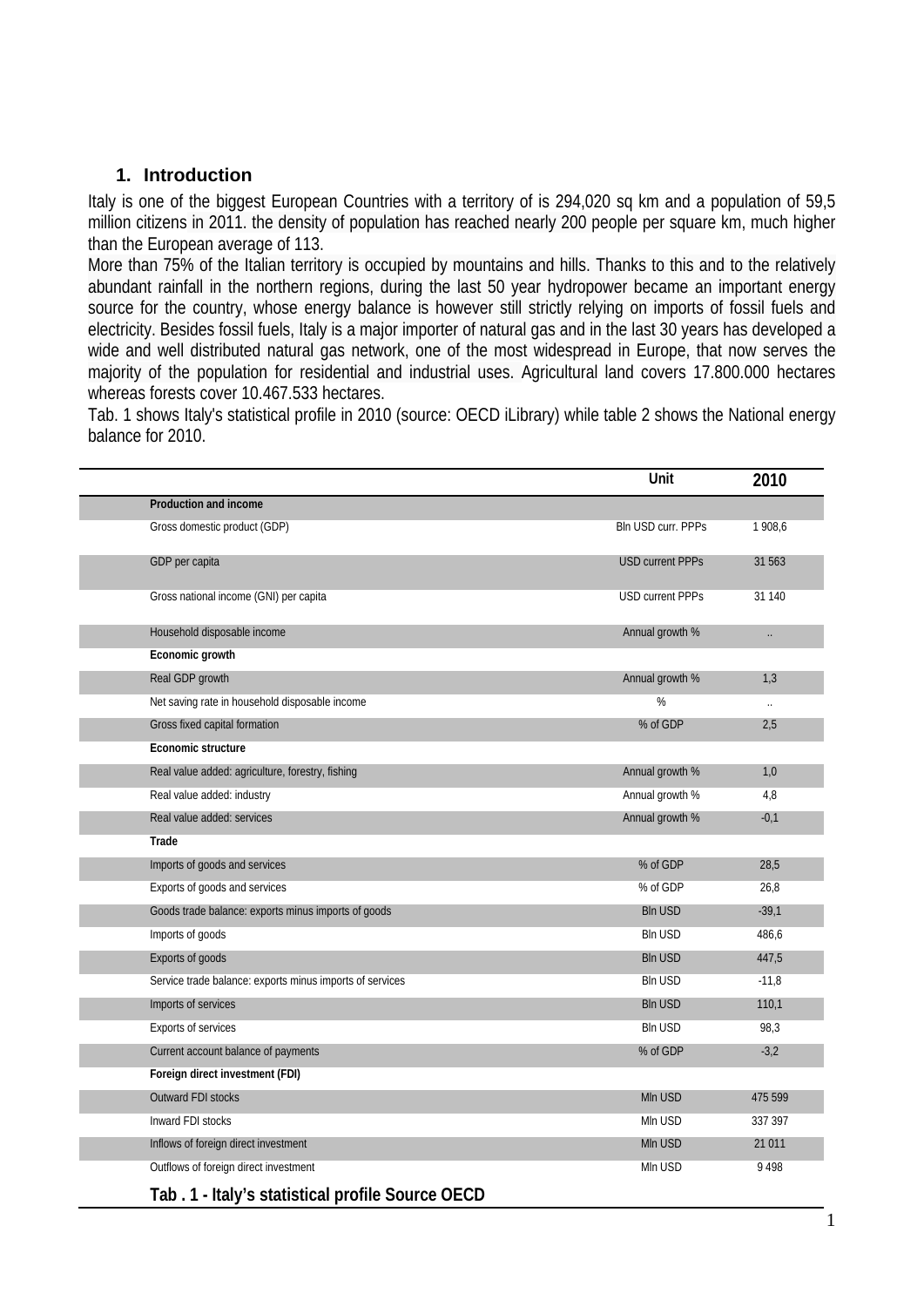## 1. Introduction

Italy is one of the biggest European Countries with a territory of is 294,020 sq km and a population of 59,5 million citizens in 2011. the density of population has reached nearly 200 people per square km, much higher than the European average of 113.

More than 75% of the Italian territory is occupied by mountains and hills. Thanks to this and to the relatively abundant rainfall in the northern regions, during the last 50 year hydropower became an important energy source for the country, whose energy balance is however still strictly relying on imports of fossil fuels and electricity. Besides fossil fuels, Italy is a major importer of natural gas and in the last 30 years has developed a wide and well distributed natural gas network, one of the most widespread in Europe, that now serves the majority of the population for residential and industrial uses. Agricultural land covers 17.800.000 hectares whereas forests cover 10.467.533 hectares.

Tab. 1 shows Italy's statistical profile in 2010 (source: OECD iLibrary) while table 2 shows the National energy balance for 2010.

| | Unit | 2010 |
|---|---|---|
| **Production and income** | | |
| Gross domestic product (GDP) | Bln USD curr. PPPs | 1 908,6 |
| GDP per capita | USD current PPPs | 31 563 |
| Gross national income (GNI) per capita | USD current PPPs | 31 140 |
| Household disposable income | Annual growth % | .. |
| **Economic growth** | | |
| Real GDP growth | Annual growth % | 1,3 |
| Net saving rate in household disposable income | % | .. |
| Gross fixed capital formation | % of GDP | 2,5 |
| **Economic structure** | | |
| Real value added: agriculture, forestry, fishing | Annual growth % | 1,0 |
| Real value added: industry | Annual growth % | 4,8 |
| Real value added: services | Annual growth % | -0,1 |
| **Trade** | | |
| Imports of goods and services | % of GDP | 28,5 |
| Exports of goods and services | % of GDP | 26,8 |
| Goods trade balance: exports minus imports of goods | Bln USD | -39,1 |
| Imports of goods | Bln USD | 486,6 |
| Exports of goods | Bln USD | 447,5 |
| Service trade balance: exports minus imports of services | Bln USD | -11,8 |
| Imports of services | Bln USD | 110,1 |
| Exports of services | Bln USD | 98,3 |
| Current account balance of payments | % of GDP | -3,2 |
| **Foreign direct investment (FDI)** | | |
| Outward FDI stocks | Mln USD | 475 599 |
| Inward FDI stocks | Mln USD | 337 397 |
| Inflows of foreign direct investment | Mln USD | 21 011 |
| Outflows of foreign direct investment | Mln USD | 9 498 |

**Tab . 1 - Italy's statistical profile Source OECD**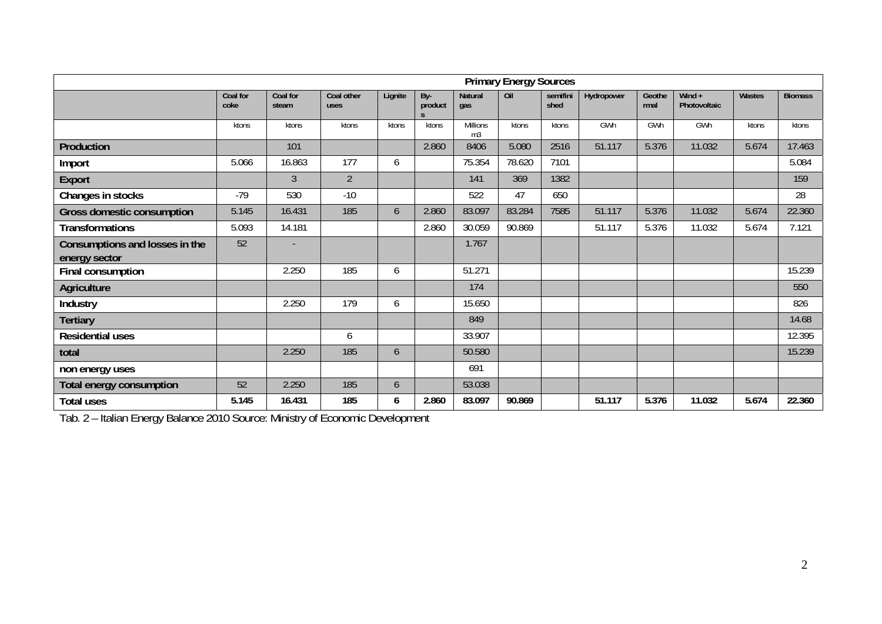| | Primary Energy Sources | | | | | | | | | | | | |
|---|---|---|---|---|---|---|---|---|---|---|---|---|---|
| | Coal for coke | Coal for steam | Coal other uses | Lignite | By-products | Natural gas | Oil | semifinished | Hydropower | Geothermal | Wind + Photovoltaic | Wastes | Biomass |
| | ktons | ktons | ktons | ktons | ktons | Millions m3 | ktons | ktons | GWh | GWh | GWh | ktons | ktons |
| **Production** | | 101 | | | 2.860 | 8406 | 5.080 | 2516 | 51.117 | 5.376 | 11.032 | 5.674 | 17.463 |
| **Import** | 5.066 | 16.863 | 177 | 6 | | 75.354 | 78.620 | 7101 | | | | | 5.084 |
| **Export** | | 3 | 2 | | | 141 | 369 | 1382 | | | | | 159 |
| **Changes in stocks** | -79 | 530 | -10 | | | 522 | 47 | 650 | | | | | 28 |
| **Gross domestic consumption** | 5.145 | 16.431 | 185 | 6 | 2.860 | 83.097 | 83.284 | 7585 | 51.117 | 5.376 | 11.032 | 5.674 | 22.360 |
| **Transformations** | 5.093 | 14.181 | | | 2.860 | 30.059 | 90.869 | | 51.117 | 5.376 | 11.032 | 5.674 | 7.121 |
| **Consumptions and losses in the energy sector** | 52 | - | | | | 1.767 | | | | | | | |
| **Final consumption** | | 2.250 | 185 | 6 | | 51.271 | | | | | | | 15.239 |
| **Agriculture** | | | | | | 174 | | | | | | | 550 |
| **Industry** | | 2.250 | 179 | 6 | | 15.650 | | | | | | | 826 |
| **Tertiary** | | | | | | 849 | | | | | | | 14.68 |
| **Residential uses** | | | 6 | | | 33.907 | | | | | | | 12.395 |
| **total** | | 2.250 | 185 | 6 | | 50.580 | | | | | | | 15.239 |
| **non energy uses** | | | | | | 691 | | | | | | | |
| **Total energy consumption** | 52 | 2.250 | 185 | 6 | | 53.038 | | | | | | | |
| **Total uses** | **5.145** | **16.431** | **185** | **6** | **2.860** | **83.097** | **90.869** | | **51.117** | **5.376** | **11.032** | **5.674** | **22.360** |

Tab. 2 – Italian Energy Balance 2010 Source: Ministry of Economic Development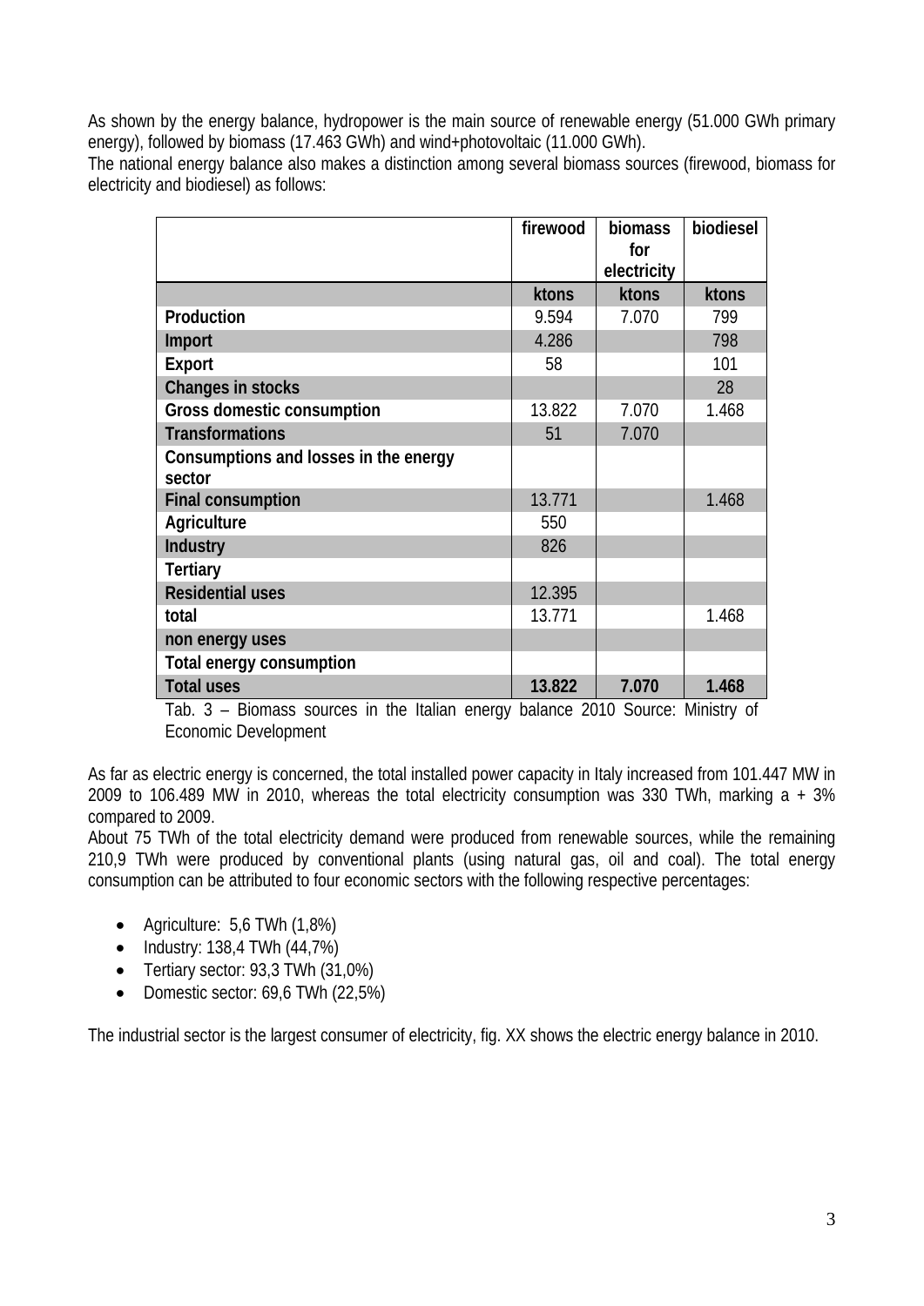As shown by the energy balance, hydropower is the main source of renewable energy (51.000 GWh primary energy), followed by biomass (17.463 GWh) and wind+photovoltaic (11.000 GWh).

The national energy balance also makes a distinction among several biomass sources (firewood, biomass for electricity and biodiesel) as follows:

| | firewood | biomass for electricity | biodiesel |
|---|---|---|---|
| | ktons | ktons | ktons |
| **Production** | 9.594 | 7.070 | 799 |
| **Import** | 4.286 | | 798 |
| **Export** | 58 | | 101 |
| **Changes in stocks** | | | 28 |
| **Gross domestic consumption** | 13.822 | 7.070 | 1.468 |
| **Transformations** | 51 | 7.070 | |
| **Consumptions and losses in the energy sector** | | | |
| **Final consumption** | 13.771 | | 1.468 |
| **Agriculture** | 550 | | |
| **Industry** | 826 | | |
| **Tertiary** | | | |
| **Residential uses** | 12.395 | | |
| **total** | 13.771 | | 1.468 |
| **non energy uses** | | | |
| **Total energy consumption** | | | |
| **Total uses** | **13.822** | **7.070** | **1.468** |

Tab. 3 – Biomass sources in the Italian energy balance 2010 Source: Ministry of Economic Development

As far as electric energy is concerned, the total installed power capacity in Italy increased from 101.447 MW in 2009 to 106.489 MW in 2010, whereas the total electricity consumption was 330 TWh, marking a + 3% compared to 2009.

About 75 TWh of the total electricity demand were produced from renewable sources, while the remaining 210,9 TWh were produced by conventional plants (using natural gas, oil and coal). The total energy consumption can be attributed to four economic sectors with the following respective percentages:

- Agriculture: 5,6 TWh (1,8%)
- Industry: 138,4 TWh (44,7%)
- Tertiary sector: 93,3 TWh (31,0%)
- Domestic sector: 69,6 TWh (22,5%)

The industrial sector is the largest consumer of electricity, fig. XX shows the electric energy balance in 2010.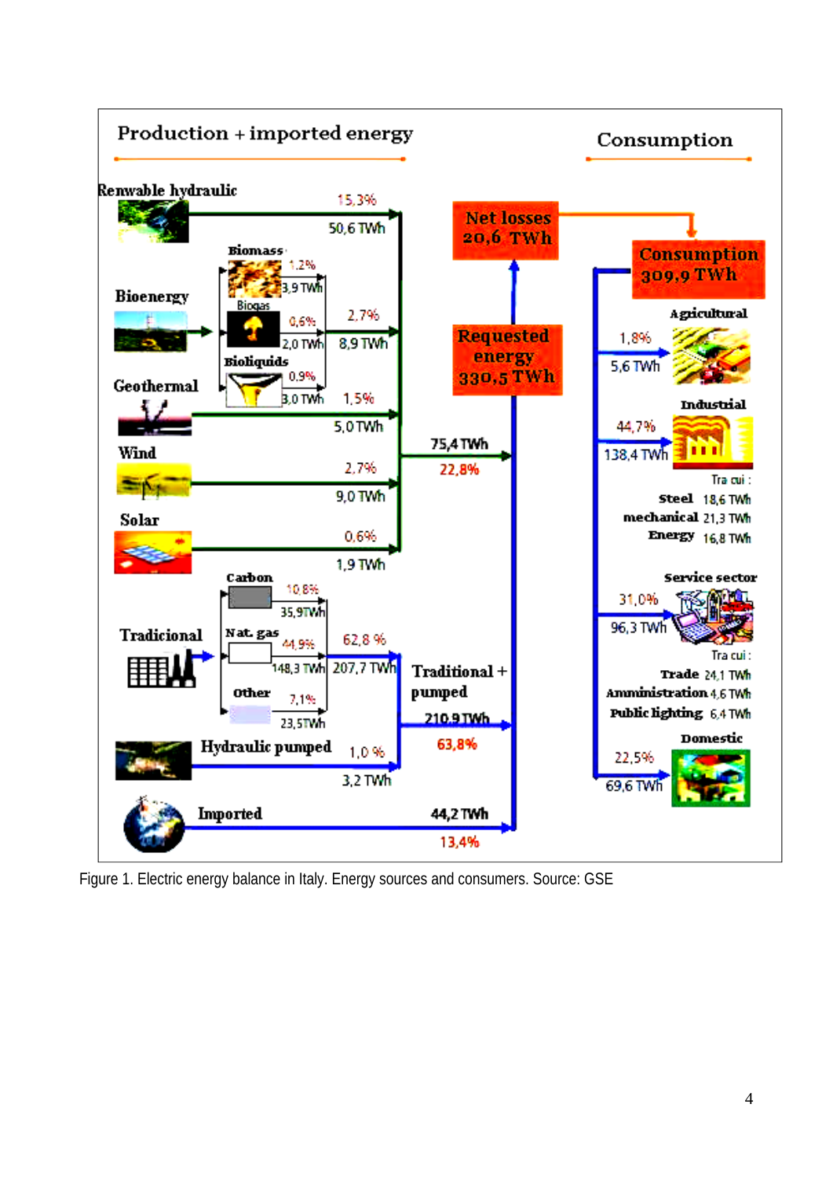**Production + imported energy**

**Consumption**

Renwable hydraulic — 15,3% — 50,6 TWh

Bioenergy — 2,7% — 8,9 TWh

- Biomass — 1,2% — 3,9 TWh
- Biogas — 0,6% — 2,0 TWh
- Bioliquids — 0,9% — 3,0 TWh

Geothermal — 1,5% — 5,0 TWh

Wind — 2,7% — 9,0 TWh

Solar — 0,6% — 1,9 TWh

75,4 TWh — 22,8%

Tradicional — 62,8 % — 207,7 TWh

- Carbon — 10,8% — 35,9TWh
- Nat. gas — 44,9% — 148,3 TWh
- Other — 7,1% — 23,5TWh

Hydraulic pumped — 1,0 % — 3,2 TWh

Traditional + pumped — 210,9 TWh — 63,8%

Imported — 44,2 TWh — 13,4%

Requested energy 330,5 TWh

Net losses 20,6 TWh

Consumption 309,9 TWh

- Agricultural — 1,8% — 5,6 TWh
- Industrial — 44,7% — 138,4 TWh
  - Tra cui :
  - Steel 18,6 TWh
  - mechanical 21,3 TWh
  - Energy 16,8 TWh
- Service sector — 31,0% — 96,3 TWh
  - Tra cui :
  - Trade 24,1 TWh
  - Amministration 4,6 TWh
  - Public lighting 6,4 TWh
- Domestic — 22,5% — 69,6 TWh

Figure 1. Electric energy balance in Italy. Energy sources and consumers. Source: GSE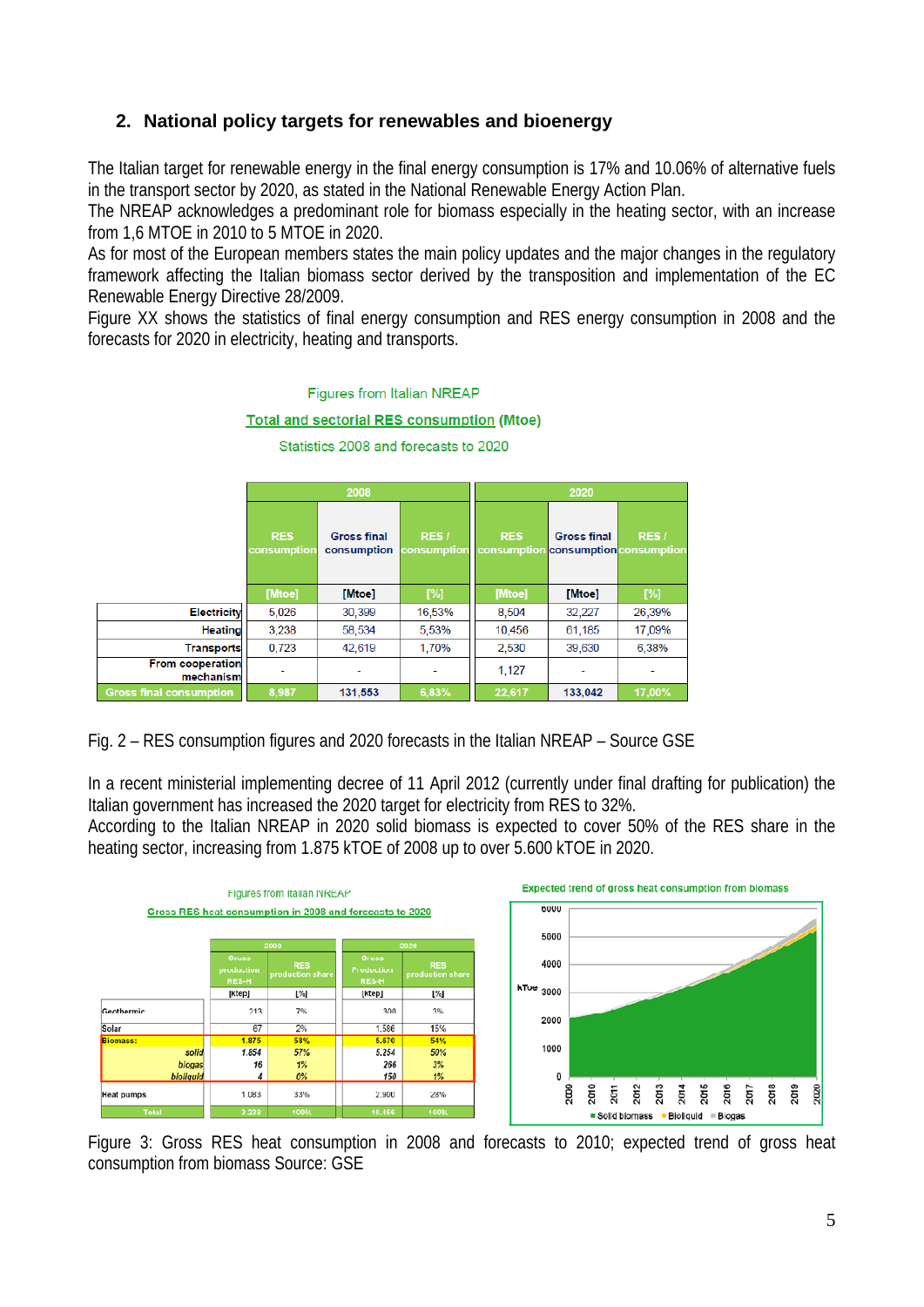## 2. National policy targets for renewables and bioenergy

The Italian target for renewable energy in the final energy consumption is 17% and 10.06% of alternative fuels in the transport sector by 2020, as stated in the National Renewable Energy Action Plan.
The NREAP acknowledges a predominant role for biomass especially in the heating sector, with an increase from 1,6 MTOE in 2010 to 5 MTOE in 2020.
As for most of the European members states the main policy updates and the major changes in the regulatory framework affecting the Italian biomass sector derived by the transposition and implementation of the EC Renewable Energy Directive 28/2009.
Figure XX shows the statistics of final energy consumption and RES energy consumption in 2008 and the forecasts for 2020 in electricity, heating and transports.

Figures from Italian NREAP

Total and sectorial RES consumption (Mtoe)

Statistics 2008 and forecasts to 2020

| | 2008 | | | 2020 | | |
|---|---|---|---|---|---|---|
| | RES consumption | Gross final consumption | RES / consumption | RES consumption | Gross final consumption | RES / consumption |
| | [Mtoe] | [Mtoe] | [%] | [Mtoe] | [Mtoe] | [%] |
| Electricity | 5,026 | 30,399 | 16,53% | 8,504 | 32,227 | 26,39% |
| Heating | 3,238 | 58,534 | 5,53% | 10,456 | 61,185 | 17,09% |
| Transports | 0,723 | 42,619 | 1,70% | 2,530 | 39,630 | 6,38% |
| From cooperation mechanism | - | - | - | 1,127 | - | - |
| Gross final consumption | 8,987 | 131,553 | 6,83% | 22,617 | 133,042 | 17,00% |

Fig. 2 – RES consumption figures and 2020 forecasts in the Italian NREAP – Source GSE

In a recent ministerial implementing decree of 11 April 2012 (currently under final drafting for publication) the Italian government has increased the 2020 target for electricity from RES to 32%.
According to the Italian NREAP in 2020 solid biomass is expected to cover 50% of the RES share in the heating sector, increasing from 1.875 kTOE of 2008 up to over 5.600 kTOE in 2020.

Figures from Italian NREAP

Gross RES heat consumption in 2008 and forecasts to 2020

| | 2008 | | 2020 | |
|---|---|---|---|---|
| | Gross production RES-H | RES production share | Production RES-H | RES production share |
| | [ktep] | [%] | [ktep] | [%] |
| Geothermic | 213 | 7% | 300 | 3% |
| Solar | 67 | 2% | 1.586 | 15% |
| Biomass: | 1.875 | 58% | 5.670 | 54% |
| solid | 1.854 | 57% | 5.254 | 50% |
| biogas | 16 | 1% | 266 | 3% |
| bioliquid | 4 | 0% | 150 | 1% |
| Heat pumps | 1.083 | 33% | 2.900 | 28% |
| Total | 3.238 | 100% | 10.456 | 100% |

Expected trend of gross heat consumption from biomass

Figure 3: Gross RES heat consumption in 2008 and forecasts to 2010; expected trend of gross heat consumption from biomass Source: GSE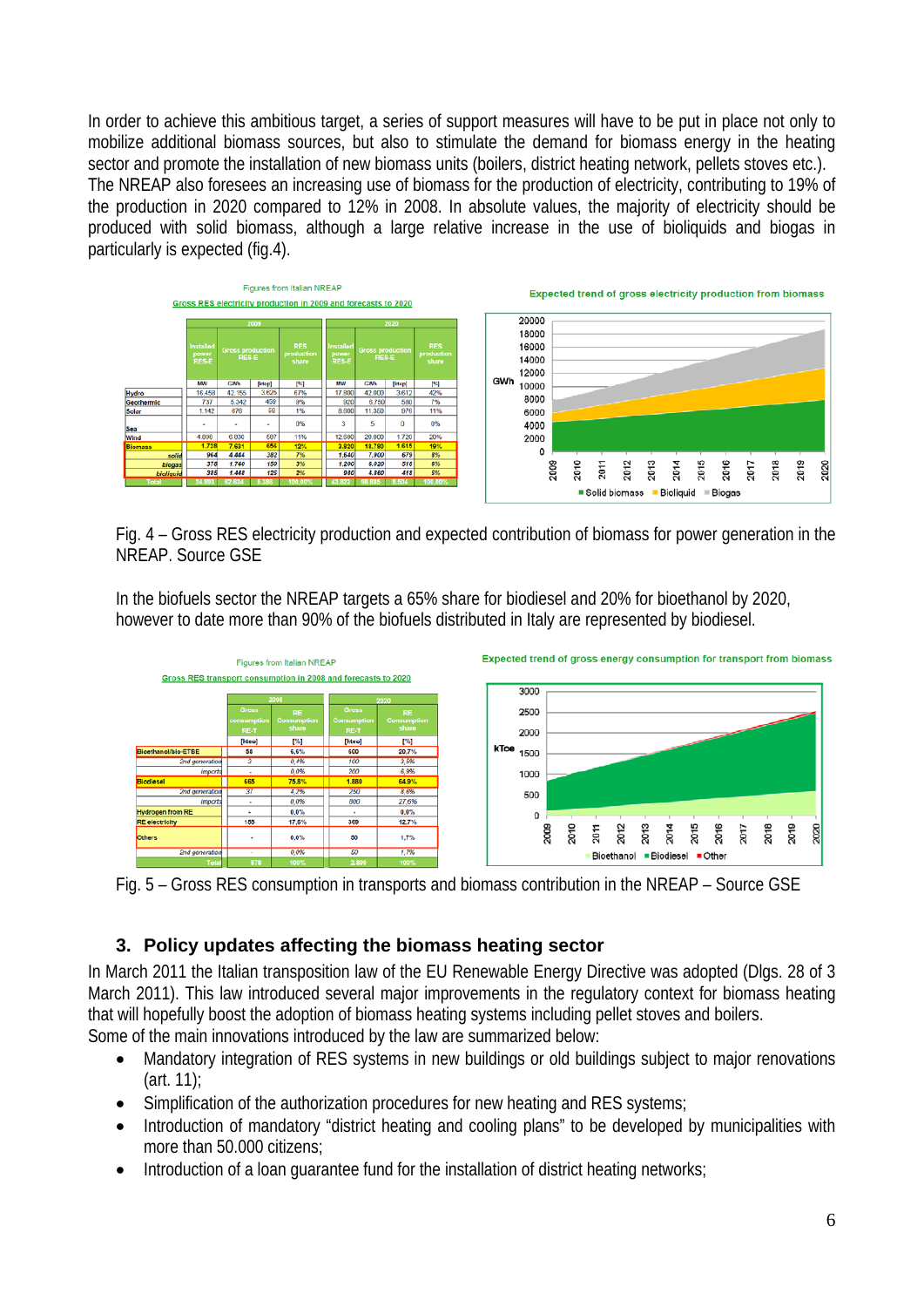In order to achieve this ambitious target, a series of support measures will have to be put in place not only to mobilize additional biomass sources, but also to stimulate the demand for biomass energy in the heating sector and promote the installation of new biomass units (boilers, district heating network, pellets stoves etc.). The NREAP also foresees an increasing use of biomass for the production of electricity, contributing to 19% of the production in 2020 compared to 12% in 2008. In absolute values, the majority of electricity should be produced with solid biomass, although a large relative increase in the use of bioliquids and biogas in particularly is expected (fig.4).

Figures from Italian NREAP

Gross RES electricity production in 2009 and forecasts to 2020

| | 2009 | | | | 2020 | | | |
|---|---|---|---|---|---|---|---|---|
| | Installed power RES-E | Gross production RES-E | | RES production share | Installed power RES-E | Gross production RES-E | | RES production share |
| | MW | GWh | [ktep] | [%] | MW | GWh | [ktep] | [%] |
| Hydro | 16.458 | 42.155 | 3.625 | 67% | 17.800 | 42.000 | 3.612 | 42% |
| Geothermic | 737 | 5.342 | 459 | 9% | 920 | 6.750 | 580 | 7% |
| Solar | 1.142 | 676 | 58 | 1% | 9.800 | 11.350 | 976 | 11% |
| Sea | - | - | - | 0% | 3 | 5 | 0 | 0% |
| Wind | 4.898 | 6.830 | 587 | 11% | 12.680 | 20.000 | 1.720 | 20% |
| Biomass | 1.738 | 7.631 | 656 | 12% | 3.820 | 18.780 | 1.615 | 19% |
| solid | 964 | 4.444 | 382 | 7% | 1.640 | 7.900 | 679 | 8% |
| biogas | 378 | 1.740 | 150 | 3% | 1.200 | 6.020 | 518 | 6% |
| bioliquid | 385 | 1.448 | 125 | 2% | 980 | 4.860 | 418 | 5% |
| Total | 24.993 | 62.634 | 5.386 | 100.00% | 43.823 | 98.885 | 8.504 | 100.00% |

Expected trend of gross electricity production from biomass

Fig. 4 – Gross RES electricity production and expected contribution of biomass for power generation in the NREAP. Source GSE

In the biofuels sector the NREAP targets a 65% share for biodiesel and 20% for bioethanol by 2020, however to date more than 90% of the biofuels distributed in Italy are represented by biodiesel.

Figures from Italian NREAP

Gross RES transport consumption in 2008 and forecasts to 2020

| | 2008 | | 2020 | |
|---|---|---|---|---|
| | Gross consumption RE-T | RE Consumption share | Gross Consumption RE-T | RE Consumption share |
| | [ktoe] | [%] | [ktoe] | [%] |
| Bioethanol/bio-ETBE | 58 | 6,6% | 600 | 20,7% |
| 2nd generation | 3 | 0,4% | 100 | 3,5% |
| imports | - | 0,0% | 200 | 6,9% |
| Biodiesel | 665 | 75,8% | 1.880 | 64,9% |
| 2nd generation | 37 | 4,2% | 250 | 8,6% |
| imports | - | 0,0% | 800 | 27,6% |
| Hydrogen from RE | - | 0,0% | - | 0,0% |
| RE electricity | 155 | 17,6% | 369 | 12,7% |
| Others | - | 0,0% | 50 | 1,7% |
| 2nd generation | - | 0,0% | 50 | 1,7% |
| Total | 878 | 100% | 2.899 | 100% |

Expected trend of gross energy consumption for transport from biomass

Fig. 5 – Gross RES consumption in transports and biomass contribution in the NREAP – Source GSE

## 3. Policy updates affecting the biomass heating sector

In March 2011 the Italian transposition law of the EU Renewable Energy Directive was adopted (Dlgs. 28 of 3 March 2011). This law introduced several major improvements in the regulatory context for biomass heating that will hopefully boost the adoption of biomass heating systems including pellet stoves and boilers.
Some of the main innovations introduced by the law are summarized below:

- Mandatory integration of RES systems in new buildings or old buildings subject to major renovations (art. 11);
- Simplification of the authorization procedures for new heating and RES systems;
- Introduction of mandatory "district heating and cooling plans" to be developed by municipalities with more than 50.000 citizens;
- Introduction of a loan guarantee fund for the installation of district heating networks;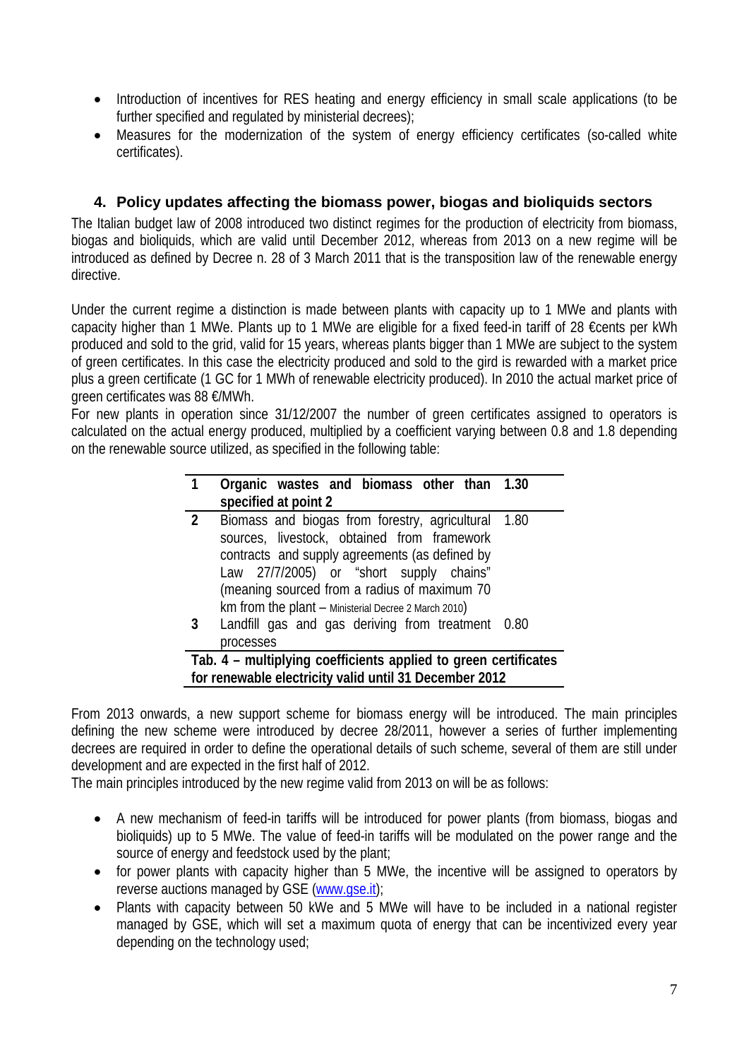- Introduction of incentives for RES heating and energy efficiency in small scale applications (to be further specified and regulated by ministerial decrees);
- Measures for the modernization of the system of energy efficiency certificates (so-called white certificates).

## 4. Policy updates affecting the biomass power, biogas and bioliquids sectors

The Italian budget law of 2008 introduced two distinct regimes for the production of electricity from biomass, biogas and bioliquids, which are valid until December 2012, whereas from 2013 on a new regime will be introduced as defined by Decree n. 28 of 3 March 2011 that is the transposition law of the renewable energy directive.

Under the current regime a distinction is made between plants with capacity up to 1 MWe and plants with capacity higher than 1 MWe. Plants up to 1 MWe are eligible for a fixed feed-in tariff of 28 €cents per kWh produced and sold to the grid, valid for 15 years, whereas plants bigger than 1 MWe are subject to the system of green certificates. In this case the electricity produced and sold to the gird is rewarded with a market price plus a green certificate (1 GC for 1 MWh of renewable electricity produced). In 2010 the actual market price of green certificates was 88 €/MWh.

For new plants in operation since 31/12/2007 the number of green certificates assigned to operators is calculated on the actual energy produced, multiplied by a coefficient varying between 0.8 and 1.8 depending on the renewable source utilized, as specified in the following table:

| | | |
|---|---|---|
| **1** | **Organic wastes and biomass other than specified at point 2** | **1.30** |
| **2** | Biomass and biogas from forestry, agricultural sources, livestock, obtained from framework contracts and supply agreements (as defined by Law 27/7/2005) or "short supply chains" (meaning sourced from a radius of maximum 70 km from the plant – Ministerial Decree 2 March 2010) | 1.80 |
| **3** | Landfill gas and gas deriving from treatment processes | 0.80 |

**Tab. 4 – multiplying coefficients applied to green certificates for renewable electricity valid until 31 December 2012**

From 2013 onwards, a new support scheme for biomass energy will be introduced. The main principles defining the new scheme were introduced by decree 28/2011, however a series of further implementing decrees are required in order to define the operational details of such scheme, several of them are still under development and are expected in the first half of 2012.

The main principles introduced by the new regime valid from 2013 on will be as follows:

- A new mechanism of feed-in tariffs will be introduced for power plants (from biomass, biogas and bioliquids) up to 5 MWe. The value of feed-in tariffs will be modulated on the power range and the source of energy and feedstock used by the plant;
- for power plants with capacity higher than 5 MWe, the incentive will be assigned to operators by reverse auctions managed by GSE (www.gse.it);
- Plants with capacity between 50 kWe and 5 MWe will have to be included in a national register managed by GSE, which will set a maximum quota of energy that can be incentivized every year depending on the technology used;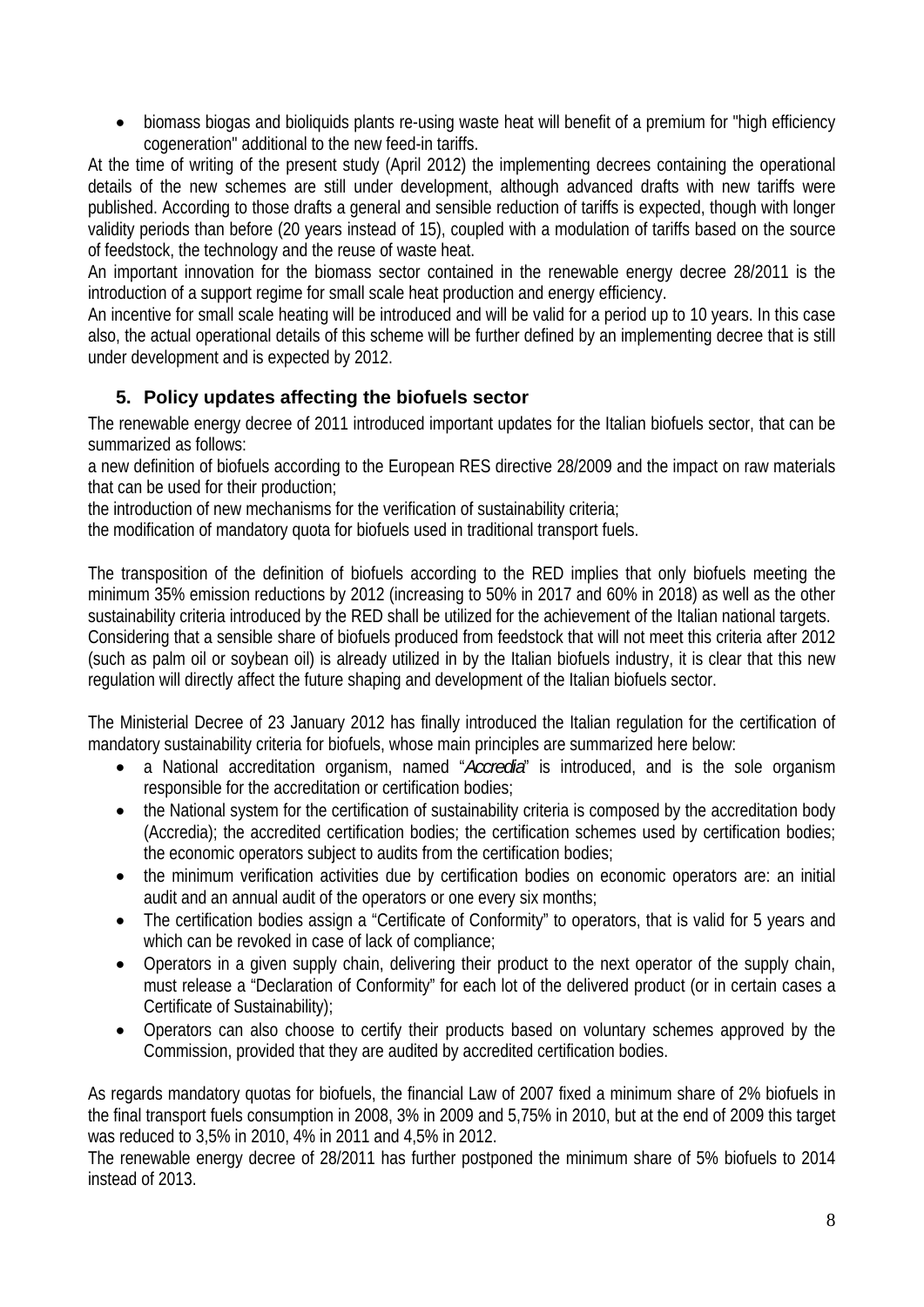- biomass biogas and bioliquids plants re-using waste heat will benefit of a premium for "high efficiency cogeneration" additional to the new feed-in tariffs.

At the time of writing of the present study (April 2012) the implementing decrees containing the operational details of the new schemes are still under development, although advanced drafts with new tariffs were published. According to those drafts a general and sensible reduction of tariffs is expected, though with longer validity periods than before (20 years instead of 15), coupled with a modulation of tariffs based on the source of feedstock, the technology and the reuse of waste heat.

An important innovation for the biomass sector contained in the renewable energy decree 28/2011 is the introduction of a support regime for small scale heat production and energy efficiency.

An incentive for small scale heating will be introduced and will be valid for a period up to 10 years. In this case also, the actual operational details of this scheme will be further defined by an implementing decree that is still under development and is expected by 2012.

## 5. Policy updates affecting the biofuels sector

The renewable energy decree of 2011 introduced important updates for the Italian biofuels sector, that can be summarized as follows:

a new definition of biofuels according to the European RES directive 28/2009 and the impact on raw materials that can be used for their production;

the introduction of new mechanisms for the verification of sustainability criteria;

the modification of mandatory quota for biofuels used in traditional transport fuels.

The transposition of the definition of biofuels according to the RED implies that only biofuels meeting the minimum 35% emission reductions by 2012 (increasing to 50% in 2017 and 60% in 2018) as well as the other sustainability criteria introduced by the RED shall be utilized for the achievement of the Italian national targets. Considering that a sensible share of biofuels produced from feedstock that will not meet this criteria after 2012 (such as palm oil or soybean oil) is already utilized in by the Italian biofuels industry, it is clear that this new regulation will directly affect the future shaping and development of the Italian biofuels sector.

The Ministerial Decree of 23 January 2012 has finally introduced the Italian regulation for the certification of mandatory sustainability criteria for biofuels, whose main principles are summarized here below:

- a National accreditation organism, named "*Accredia*" is introduced, and is the sole organism responsible for the accreditation or certification bodies;
- the National system for the certification of sustainability criteria is composed by the accreditation body (Accredia); the accredited certification bodies; the certification schemes used by certification bodies; the economic operators subject to audits from the certification bodies;
- the minimum verification activities due by certification bodies on economic operators are: an initial audit and an annual audit of the operators or one every six months;
- The certification bodies assign a "Certificate of Conformity" to operators, that is valid for 5 years and which can be revoked in case of lack of compliance;
- Operators in a given supply chain, delivering their product to the next operator of the supply chain, must release a "Declaration of Conformity" for each lot of the delivered product (or in certain cases a Certificate of Sustainability);
- Operators can also choose to certify their products based on voluntary schemes approved by the Commission, provided that they are audited by accredited certification bodies.

As regards mandatory quotas for biofuels, the financial Law of 2007 fixed a minimum share of 2% biofuels in the final transport fuels consumption in 2008, 3% in 2009 and 5,75% in 2010, but at the end of 2009 this target was reduced to 3,5% in 2010, 4% in 2011 and 4,5% in 2012.

The renewable energy decree of 28/2011 has further postponed the minimum share of 5% biofuels to 2014 instead of 2013.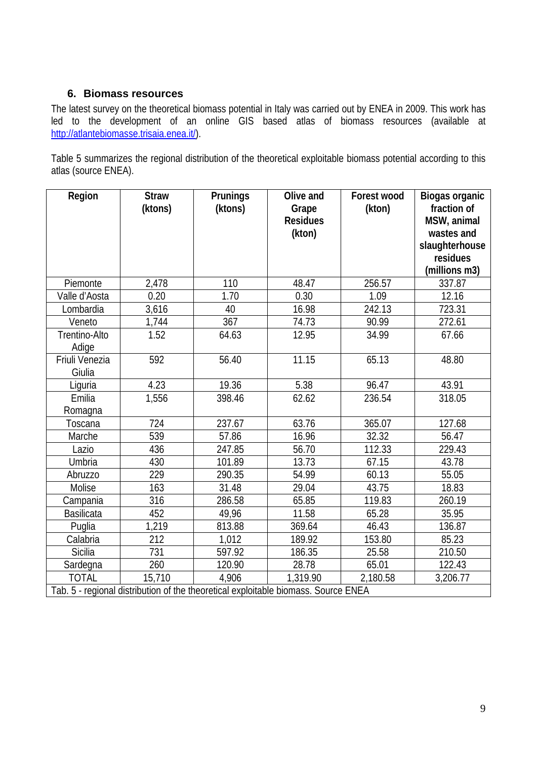## 6. Biomass resources

The latest survey on the theoretical biomass potential in Italy was carried out by ENEA in 2009. This work has led to the development of an online GIS based atlas of biomass resources (available at http://atlantebiomasse.trisaia.enea.it/).

Table 5 summarizes the regional distribution of the theoretical exploitable biomass potential according to this atlas (source ENEA).

| Region | Straw (ktons) | Prunings (ktons) | Olive and Grape Residues (kton) | Forest wood (kton) | Biogas organic fraction of MSW, animal wastes and slaughterhouse residues (millions m3) |
|---|---|---|---|---|---|
| Piemonte | 2,478 | 110 | 48.47 | 256.57 | 337.87 |
| Valle d'Aosta | 0.20 | 1.70 | 0.30 | 1.09 | 12.16 |
| Lombardia | 3,616 | 40 | 16.98 | 242.13 | 723.31 |
| Veneto | 1,744 | 367 | 74.73 | 90.99 | 272.61 |
| Trentino-Alto Adige | 1.52 | 64.63 | 12.95 | 34.99 | 67.66 |
| Friuli Venezia Giulia | 592 | 56.40 | 11.15 | 65.13 | 48.80 |
| Liguria | 4.23 | 19.36 | 5.38 | 96.47 | 43.91 |
| Emilia Romagna | 1,556 | 398.46 | 62.62 | 236.54 | 318.05 |
| Toscana | 724 | 237.67 | 63.76 | 365.07 | 127.68 |
| Marche | 539 | 57.86 | 16.96 | 32.32 | 56.47 |
| Lazio | 436 | 247.85 | 56.70 | 112.33 | 229.43 |
| Umbria | 430 | 101.89 | 13.73 | 67.15 | 43.78 |
| Abruzzo | 229 | 290.35 | 54.99 | 60.13 | 55.05 |
| Molise | 163 | 31.48 | 29.04 | 43.75 | 18.83 |
| Campania | 316 | 286.58 | 65.85 | 119.83 | 260.19 |
| Basilicata | 452 | 49,96 | 11.58 | 65.28 | 35.95 |
| Puglia | 1,219 | 813.88 | 369.64 | 46.43 | 136.87 |
| Calabria | 212 | 1,012 | 189.92 | 153.80 | 85.23 |
| Sicilia | 731 | 597.92 | 186.35 | 25.58 | 210.50 |
| Sardegna | 260 | 120.90 | 28.78 | 65.01 | 122.43 |
| TOTAL | 15,710 | 4,906 | 1,319.90 | 2,180.58 | 3,206.77 |

Tab. 5 - regional distribution of the theoretical exploitable biomass. Source ENEA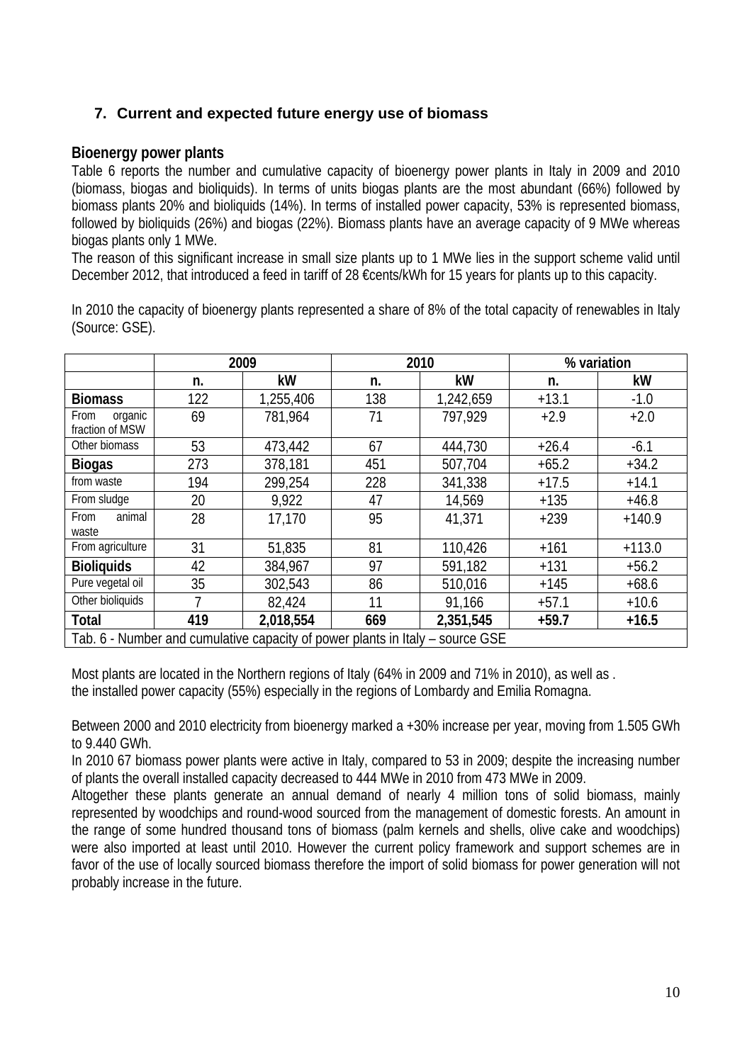## 7. Current and expected future energy use of biomass

### Bioenergy power plants

Table 6 reports the number and cumulative capacity of bioenergy power plants in Italy in 2009 and 2010 (biomass, biogas and bioliquids). In terms of units biogas plants are the most abundant (66%) followed by biomass plants 20% and bioliquids (14%). In terms of installed power capacity, 53% is represented biomass, followed by bioliquids (26%) and biogas (22%). Biomass plants have an average capacity of 9 MWe whereas biogas plants only 1 MWe.

The reason of this significant increase in small size plants up to 1 MWe lies in the support scheme valid until December 2012, that introduced a feed in tariff of 28 €cents/kWh for 15 years for plants up to this capacity.

In 2010 the capacity of bioenergy plants represented a share of 8% of the total capacity of renewables in Italy (Source: GSE).

| | 2009 | | 2010 | | % variation | |
|---|---|---|---|---|---|---|
| | n. | kW | n. | kW | n. | kW |
| **Biomass** | 122 | 1,255,406 | 138 | 1,242,659 | +13.1 | -1.0 |
| From organic fraction of MSW | 69 | 781,964 | 71 | 797,929 | +2.9 | +2.0 |
| Other biomass | 53 | 473,442 | 67 | 444,730 | +26.4 | -6.1 |
| **Biogas** | 273 | 378,181 | 451 | 507,704 | +65.2 | +34.2 |
| from waste | 194 | 299,254 | 228 | 341,338 | +17.5 | +14.1 |
| From sludge | 20 | 9,922 | 47 | 14,569 | +135 | +46.8 |
| From animal waste | 28 | 17,170 | 95 | 41,371 | +239 | +140.9 |
| From agriculture | 31 | 51,835 | 81 | 110,426 | +161 | +113.0 |
| **Bioliquids** | 42 | 384,967 | 97 | 591,182 | +131 | +56.2 |
| Pure vegetal oil | 35 | 302,543 | 86 | 510,016 | +145 | +68.6 |
| Other bioliquids | 7 | 82,424 | 11 | 91,166 | +57.1 | +10.6 |
| **Total** | **419** | **2,018,554** | **669** | **2,351,545** | **+59.7** | **+16.5** |

Tab. 6 - Number and cumulative capacity of power plants in Italy – source GSE

Most plants are located in the Northern regions of Italy (64% in 2009 and 71% in 2010), as well as . the installed power capacity (55%) especially in the regions of Lombardy and Emilia Romagna.

Between 2000 and 2010 electricity from bioenergy marked a +30% increase per year, moving from 1.505 GWh to 9.440 GWh.

In 2010 67 biomass power plants were active in Italy, compared to 53 in 2009; despite the increasing number of plants the overall installed capacity decreased to 444 MWe in 2010 from 473 MWe in 2009.

Altogether these plants generate an annual demand of nearly 4 million tons of solid biomass, mainly represented by woodchips and round-wood sourced from the management of domestic forests. An amount in the range of some hundred thousand tons of biomass (palm kernels and shells, olive cake and woodchips) were also imported at least until 2010. However the current policy framework and support schemes are in favor of the use of locally sourced biomass therefore the import of solid biomass for power generation will not probably increase in the future.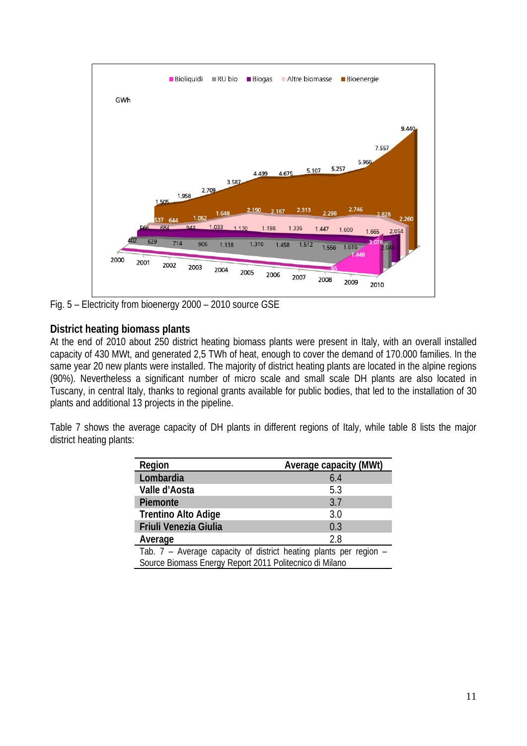Fig. 5 – Electricity from bioenergy 2000 – 2010 source GSE

## District heating biomass plants

At the end of 2010 about 250 district heating biomass plants were present in Italy, with an overall installed capacity of 430 MWt, and generated 2,5 TWh of heat, enough to cover the demand of 170.000 families. In the same year 20 new plants were installed. The majority of district heating plants are located in the alpine regions (90%). Nevertheless a significant number of micro scale and small scale DH plants are also located in Tuscany, in central Italy, thanks to regional grants available for public bodies, that led to the installation of 30 plants and additional 13 projects in the pipeline.

Table 7 shows the average capacity of DH plants in different regions of Italy, while table 8 lists the major district heating plants:

| Region | Average capacity (MWt) |
|---|---|
| **Lombardia** | 6.4 |
| **Valle d'Aosta** | 5.3 |
| **Piemonte** | 3.7 |
| **Trentino Alto Adige** | 3.0 |
| **Friuli Venezia Giulia** | 0.3 |
| **Average** | 2.8 |

Tab. 7 – Average capacity of district heating plants per region – Source Biomass Energy Report 2011 Politecnico di Milano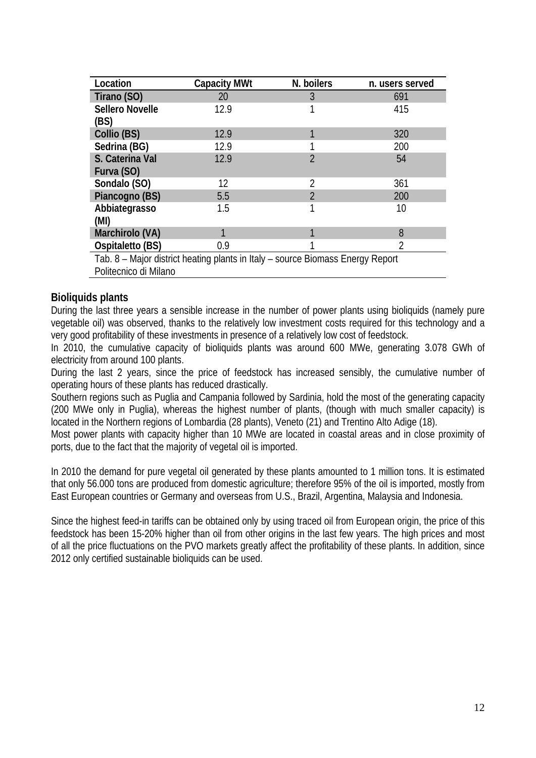| Location | Capacity MWt | N. boilers | n. users served |
| --- | --- | --- | --- |
| Tirano (SO) | 20 | 3 | 691 |
| Sellero Novelle (BS) | 12.9 | 1 | 415 |
| Collio (BS) | 12.9 | 1 | 320 |
| Sedrina (BG) | 12.9 | 1 | 200 |
| S. Caterina Val Furva (SO) | 12.9 | 2 | 54 |
| Sondalo (SO) | 12 | 2 | 361 |
| Piancogno (BS) | 5.5 | 2 | 200 |
| Abbiategrasso (MI) | 1.5 | 1 | 10 |
| Marchirolo (VA) | 1 | 1 | 8 |
| Ospitaletto (BS) | 0.9 | 1 | 2 |

Tab. 8 – Major district heating plants in Italy – source Biomass Energy Report Politecnico di Milano

### Bioliquids plants

During the last three years a sensible increase in the number of power plants using bioliquids (namely pure vegetable oil) was observed, thanks to the relatively low investment costs required for this technology and a very good profitability of these investments in presence of a relatively low cost of feedstock.

In 2010, the cumulative capacity of bioliquids plants was around 600 MWe, generating 3.078 GWh of electricity from around 100 plants.

During the last 2 years, since the price of feedstock has increased sensibly, the cumulative number of operating hours of these plants has reduced drastically.

Southern regions such as Puglia and Campania followed by Sardinia, hold the most of the generating capacity (200 MWe only in Puglia), whereas the highest number of plants, (though with much smaller capacity) is located in the Northern regions of Lombardia (28 plants), Veneto (21) and Trentino Alto Adige (18).

Most power plants with capacity higher than 10 MWe are located in coastal areas and in close proximity of ports, due to the fact that the majority of vegetal oil is imported.

In 2010 the demand for pure vegetal oil generated by these plants amounted to 1 million tons. It is estimated that only 56.000 tons are produced from domestic agriculture; therefore 95% of the oil is imported, mostly from East European countries or Germany and overseas from U.S., Brazil, Argentina, Malaysia and Indonesia.

Since the highest feed-in tariffs can be obtained only by using traced oil from European origin, the price of this feedstock has been 15-20% higher than oil from other origins in the last few years. The high prices and most of all the price fluctuations on the PVO markets greatly affect the profitability of these plants. In addition, since 2012 only certified sustainable bioliquids can be used.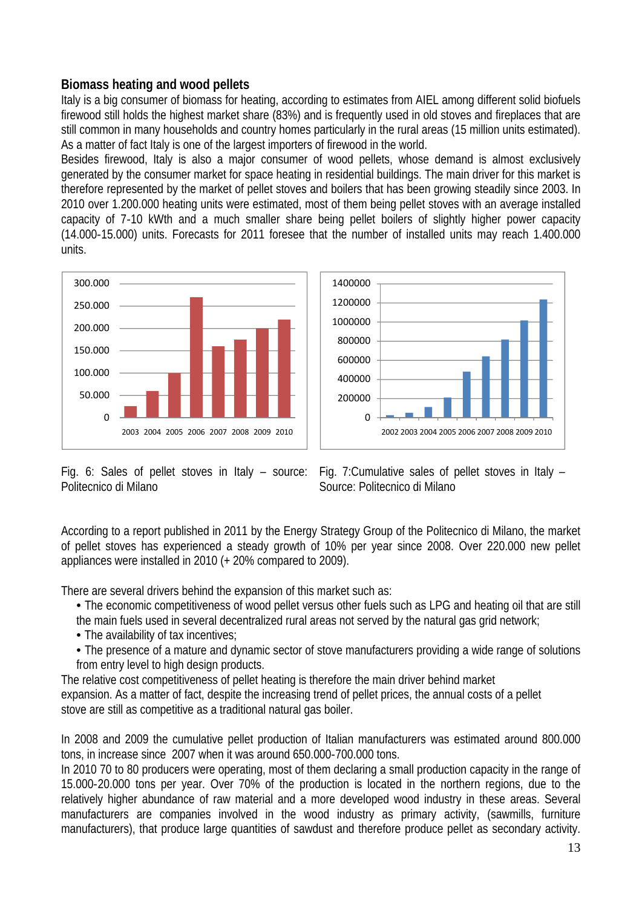## Biomass heating and wood pellets

Italy is a big consumer of biomass for heating, according to estimates from AIEL among different solid biofuels firewood still holds the highest market share (83%) and is frequently used in old stoves and fireplaces that are still common in many households and country homes particularly in the rural areas (15 million units estimated). As a matter of fact Italy is one of the largest importers of firewood in the world.

Besides firewood, Italy is also a major consumer of wood pellets, whose demand is almost exclusively generated by the consumer market for space heating in residential buildings. The main driver for this market is therefore represented by the market of pellet stoves and boilers that has been growing steadily since 2003. In 2010 over 1.200.000 heating units were estimated, most of them being pellet stoves with an average installed capacity of 7-10 kWth and a much smaller share being pellet boilers of slightly higher power capacity (14.000-15.000) units. Forecasts for 2011 foresee that the number of installed units may reach 1.400.000 units.

Fig. 6: Sales of pellet stoves in Italy – source: Politecnico di Milano

Fig. 7:Cumulative sales of pellet stoves in Italy – Source: Politecnico di Milano

According to a report published in 2011 by the Energy Strategy Group of the Politecnico di Milano, the market of pellet stoves has experienced a steady growth of 10% per year since 2008. Over 220.000 new pellet appliances were installed in 2010 (+ 20% compared to 2009).

There are several drivers behind the expansion of this market such as:

- The economic competitiveness of wood pellet versus other fuels such as LPG and heating oil that are still the main fuels used in several decentralized rural areas not served by the natural gas grid network;
- The availability of tax incentives;
- The presence of a mature and dynamic sector of stove manufacturers providing a wide range of solutions from entry level to high design products.

The relative cost competitiveness of pellet heating is therefore the main driver behind market expansion. As a matter of fact, despite the increasing trend of pellet prices, the annual costs of a pellet stove are still as competitive as a traditional natural gas boiler.

In 2008 and 2009 the cumulative pellet production of Italian manufacturers was estimated around 800.000 tons, in increase since 2007 when it was around 650.000-700.000 tons.

In 2010 70 to 80 producers were operating, most of them declaring a small production capacity in the range of 15.000-20.000 tons per year. Over 70% of the production is located in the northern regions, due to the relatively higher abundance of raw material and a more developed wood industry in these areas. Several manufacturers are companies involved in the wood industry as primary activity, (sawmills, furniture manufacturers), that produce large quantities of sawdust and therefore produce pellet as secondary activity.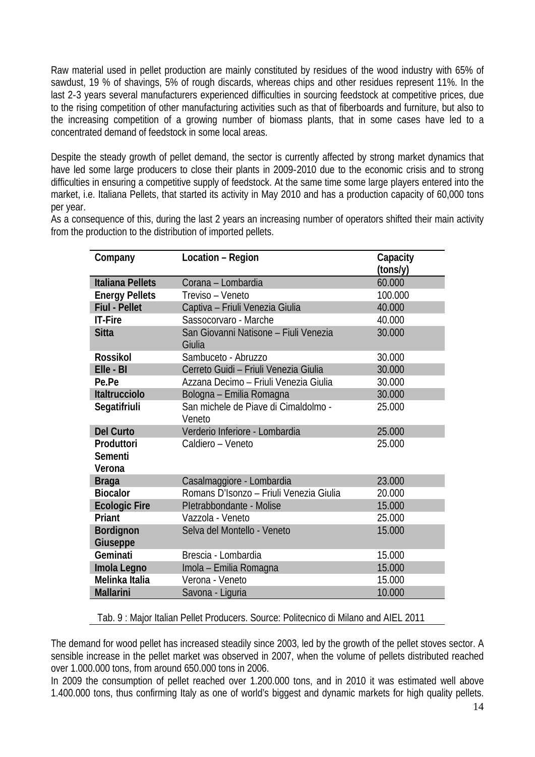Raw material used in pellet production are mainly constituted by residues of the wood industry with 65% of sawdust, 19 % of shavings, 5% of rough discards, whereas chips and other residues represent 11%. In the last 2-3 years several manufacturers experienced difficulties in sourcing feedstock at competitive prices, due to the rising competition of other manufacturing activities such as that of fiberboards and furniture, but also to the increasing competition of a growing number of biomass plants, that in some cases have led to a concentrated demand of feedstock in some local areas.

Despite the steady growth of pellet demand, the sector is currently affected by strong market dynamics that have led some large producers to close their plants in 2009-2010 due to the economic crisis and to strong difficulties in ensuring a competitive supply of feedstock. At the same time some large players entered into the market, i.e. Italiana Pellets, that started its activity in May 2010 and has a production capacity of 60,000 tons per year.

As a consequence of this, during the last 2 years an increasing number of operators shifted their main activity from the production to the distribution of imported pellets.

| Company | Location – Region | Capacity (tons/y) |
|---|---|---|
| **Italiana Pellets** | Corana – Lombardia | 60.000 |
| **Energy Pellets** | Treviso – Veneto | 100.000 |
| **Fiul - Pellet** | Captiva – Friuli Venezia Giulia | 40.000 |
| **IT-Fire** | Sassocorvaro - Marche | 40.000 |
| **Sitta** | San Giovanni Natisone – Fiuli Venezia Giulia | 30.000 |
| **Rossikol** | Sambuceto - Abruzzo | 30.000 |
| **Elle - BI** | Cerreto Guidi – Friuli Venezia Giulia | 30.000 |
| **Pe.Pe** | Azzana Decimo – Friuli Venezia Giulia | 30.000 |
| **Italtrucciolo** | Bologna – Emilia Romagna | 30.000 |
| **Segatifriuli** | San michele de Piave di Cimaldolmo - Veneto | 25.000 |
| **Del Curto** | Verderio Inferiore - Lombardia | 25.000 |
| **Produttori Sementi Verona** | Caldiero – Veneto | 25.000 |
| **Braga** | Casalmaggiore - Lombardia | 23.000 |
| **Biocalor** | Romans D'Isonzo – Friuli Venezia Giulia | 20.000 |
| **Ecologic Fire** | PIetrabbondante - Molise | 15.000 |
| **Priant** | Vazzola - Veneto | 25.000 |
| **Bordignon Giuseppe** | Selva del Montello - Veneto | 15.000 |
| **Geminati** | Brescia - Lombardia | 15.000 |
| **Imola Legno** | Imola – Emilia Romagna | 15.000 |
| **Melinka Italia** | Verona - Veneto | 15.000 |
| **Mallarini** | Savona - Liguria | 10.000 |

Tab. 9 : Major Italian Pellet Producers. Source: Politecnico di Milano and AIEL 2011

The demand for wood pellet has increased steadily since 2003, led by the growth of the pellet stoves sector. A sensible increase in the pellet market was observed in 2007, when the volume of pellets distributed reached over 1.000.000 tons, from around 650.000 tons in 2006.

In 2009 the consumption of pellet reached over 1.200.000 tons, and in 2010 it was estimated well above 1.400.000 tons, thus confirming Italy as one of world's biggest and dynamic markets for high quality pellets.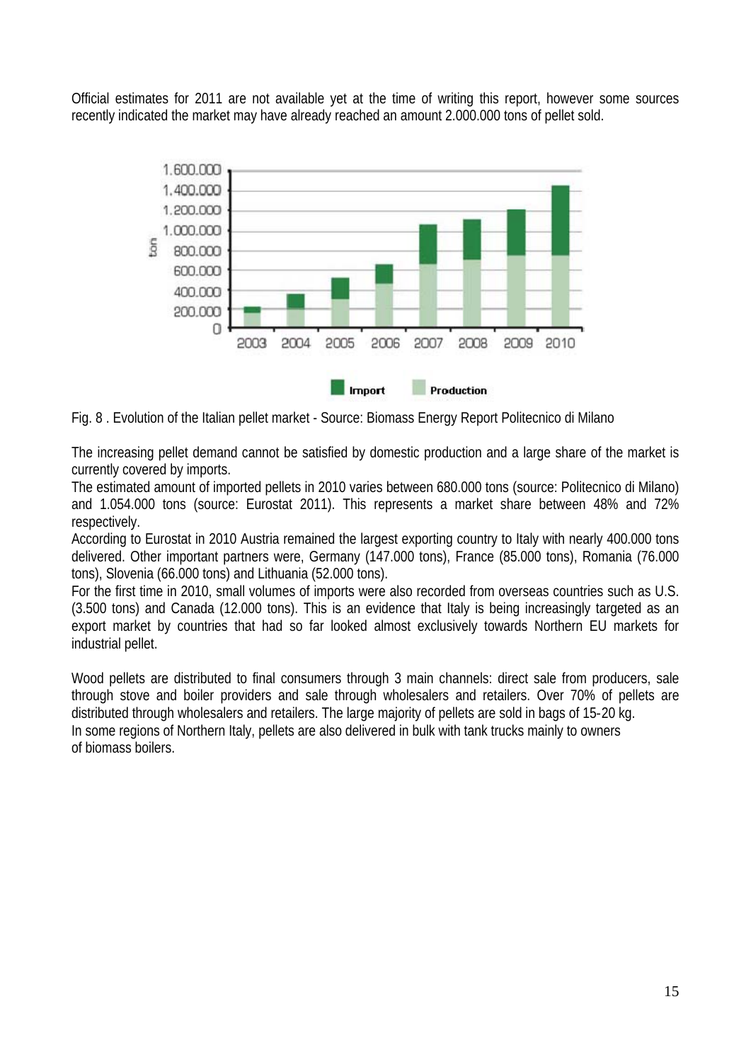Official estimates for 2011 are not available yet at the time of writing this report, however some sources recently indicated the market may have already reached an amount 2.000.000 tons of pellet sold.

Fig. 8 . Evolution of the Italian pellet market - Source: Biomass Energy Report Politecnico di Milano

The increasing pellet demand cannot be satisfied by domestic production and a large share of the market is currently covered by imports.

The estimated amount of imported pellets in 2010 varies between 680.000 tons (source: Politecnico di Milano) and 1.054.000 tons (source: Eurostat 2011). This represents a market share between 48% and 72% respectively.

According to Eurostat in 2010 Austria remained the largest exporting country to Italy with nearly 400.000 tons delivered. Other important partners were, Germany (147.000 tons), France (85.000 tons), Romania (76.000 tons), Slovenia (66.000 tons) and Lithuania (52.000 tons).

For the first time in 2010, small volumes of imports were also recorded from overseas countries such as U.S. (3.500 tons) and Canada (12.000 tons). This is an evidence that Italy is being increasingly targeted as an export market by countries that had so far looked almost exclusively towards Northern EU markets for industrial pellet.

Wood pellets are distributed to final consumers through 3 main channels: direct sale from producers, sale through stove and boiler providers and sale through wholesalers and retailers. Over 70% of pellets are distributed through wholesalers and retailers. The large majority of pellets are sold in bags of 15-20 kg.

In some regions of Northern Italy, pellets are also delivered in bulk with tank trucks mainly to owners of biomass boilers.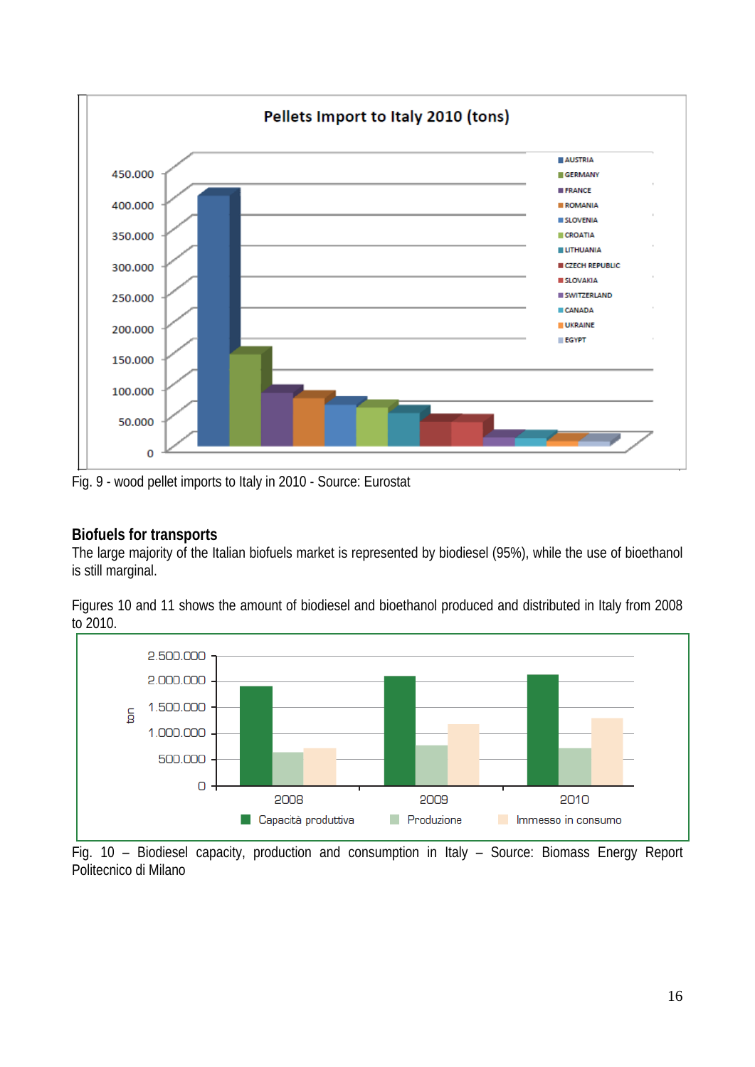Fig. 9 - wood pellet imports to Italy in 2010 - Source: Eurostat

### Biofuels for transports

The large majority of the Italian biofuels market is represented by biodiesel (95%), while the use of bioethanol is still marginal.

Figures 10 and 11 shows the amount of biodiesel and bioethanol produced and distributed in Italy from 2008 to 2010.

Fig. 10 – Biodiesel capacity, production and consumption in Italy – Source: Biomass Energy Report Politecnico di Milano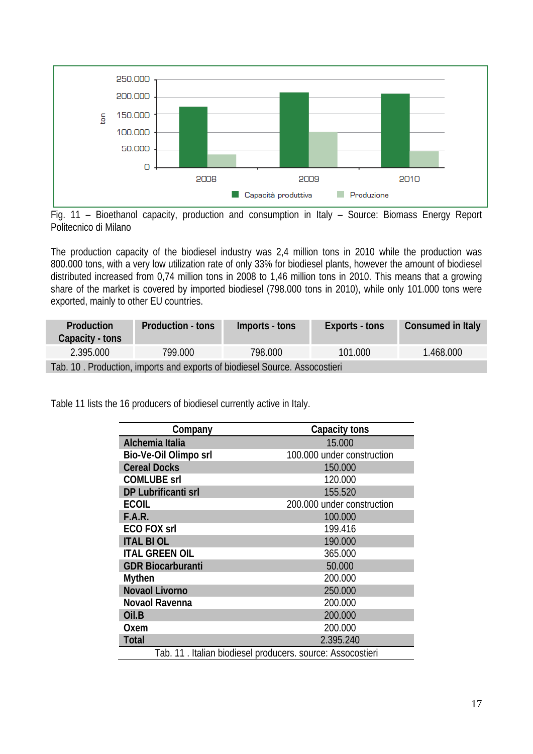Fig. 11 – Bioethanol capacity, production and consumption in Italy – Source: Biomass Energy Report Politecnico di Milano

The production capacity of the biodiesel industry was 2,4 million tons in 2010 while the production was 800.000 tons, with a very low utilization rate of only 33% for biodiesel plants, however the amount of biodiesel distributed increased from 0,74 million tons in 2008 to 1,46 million tons in 2010. This means that a growing share of the market is covered by imported biodiesel (798.000 tons in 2010), while only 101.000 tons were exported, mainly to other EU countries.

| Production Capacity - tons | Production - tons | Imports - tons | Exports - tons | Consumed in Italy |
|---|---|---|---|---|
| 2.395.000 | 799.000 | 798.000 | 101.000 | 1.468.000 |

Tab. 10 . Production, imports and exports of biodiesel Source. Assocostieri

Table 11 lists the 16 producers of biodiesel currently active in Italy.

| Company | Capacity tons |
|---|---|
| **Alchemia Italia** | 15.000 |
| **Bio-Ve-Oil Olimpo srl** | 100.000 under construction |
| **Cereal Docks** | 150.000 |
| **COMLUBE srl** | 120.000 |
| **DP Lubrificanti srl** | 155.520 |
| **ECOIL** | 200.000 under construction |
| **F.A.R.** | 100.000 |
| **ECO FOX srl** | 199.416 |
| **ITAL BI OL** | 190.000 |
| **ITAL GREEN OIL** | 365.000 |
| **GDR Biocarburanti** | 50.000 |
| **Mythen** | 200.000 |
| **Novaol Livorno** | 250.000 |
| **Novaol Ravenna** | 200.000 |
| **Oil.B** | 200.000 |
| **Oxem** | 200.000 |
| **Total** | 2.395.240 |

Tab. 11 . Italian biodiesel producers. source: Assocostieri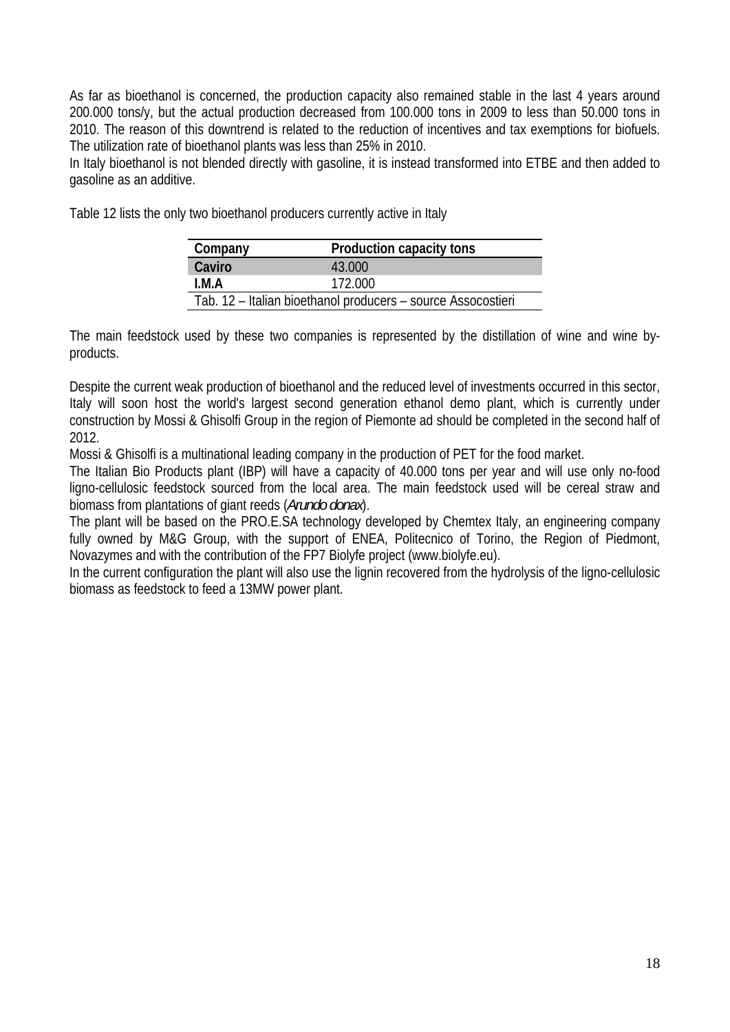As far as bioethanol is concerned, the production capacity also remained stable in the last 4 years around 200.000 tons/y, but the actual production decreased from 100.000 tons in 2009 to less than 50.000 tons in 2010. The reason of this downtrend is related to the reduction of incentives and tax exemptions for biofuels. The utilization rate of bioethanol plants was less than 25% in 2010.

In Italy bioethanol is not blended directly with gasoline, it is instead transformed into ETBE and then added to gasoline as an additive.

Table 12 lists the only two bioethanol producers currently active in Italy

| Company | Production capacity tons |
|---|---|
| **Caviro** | 43.000 |
| **I.M.A** | 172.000 |

Tab. 12 – Italian bioethanol producers – source Assocostieri

The main feedstock used by these two companies is represented by the distillation of wine and wine by-products.

Despite the current weak production of bioethanol and the reduced level of investments occurred in this sector, Italy will soon host the world's largest second generation ethanol demo plant, which is currently under construction by Mossi & Ghisolfi Group in the region of Piemonte ad should be completed in the second half of 2012.

Mossi & Ghisolfi is a multinational leading company in the production of PET for the food market.

The Italian Bio Products plant (IBP) will have a capacity of 40.000 tons per year and will use only no-food ligno-cellulosic feedstock sourced from the local area. The main feedstock used will be cereal straw and biomass from plantations of giant reeds (*Arundo donax*).

The plant will be based on the PRO.E.SA technology developed by Chemtex Italy, an engineering company fully owned by M&G Group, with the support of ENEA, Politecnico of Torino, the Region of Piedmont, Novazymes and with the contribution of the FP7 Biolyfe project (www.biolyfe.eu).

In the current configuration the plant will also use the lignin recovered from the hydrolysis of the ligno-cellulosic biomass as feedstock to feed a 13MW power plant.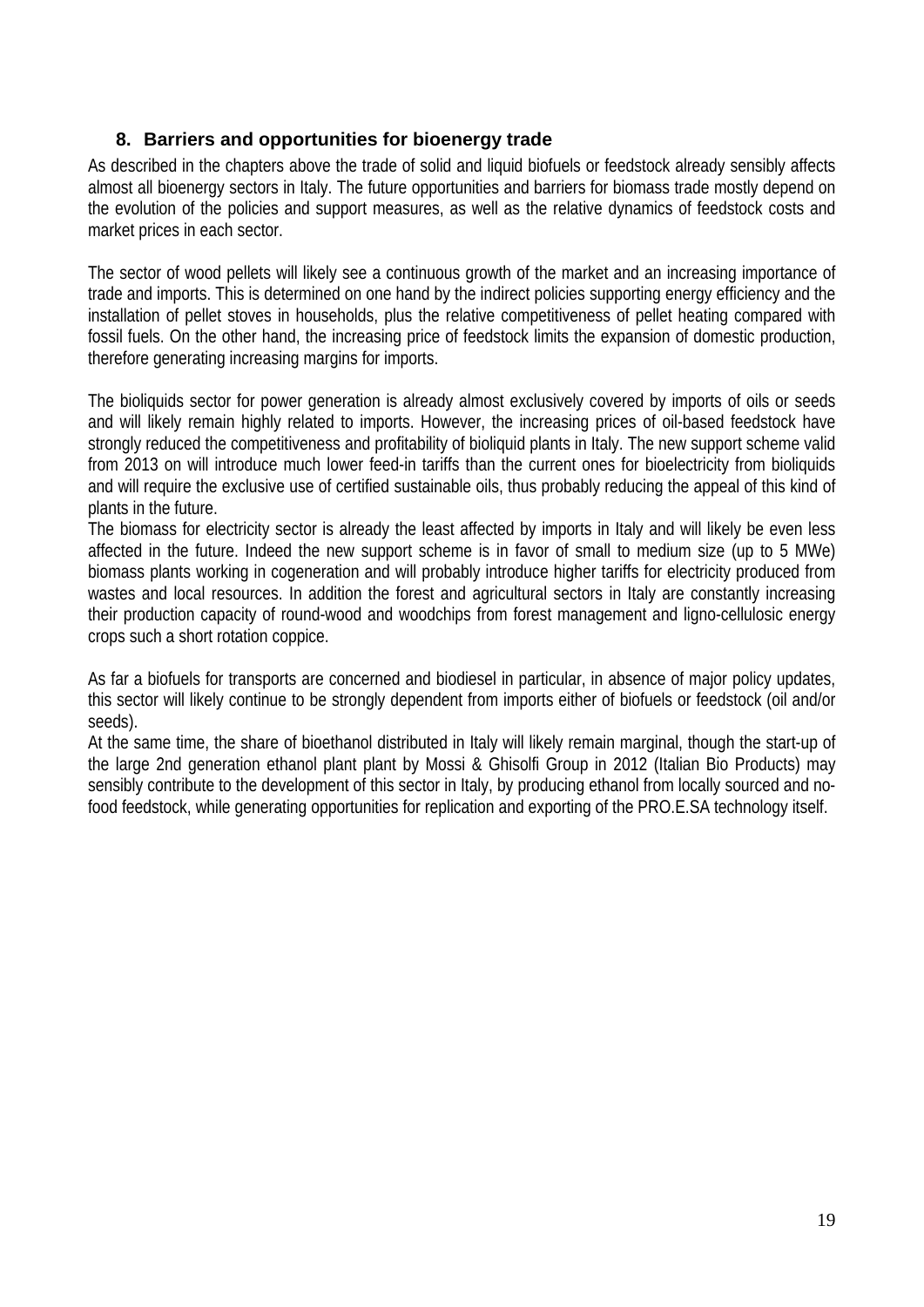## 8. Barriers and opportunities for bioenergy trade

As described in the chapters above the trade of solid and liquid biofuels or feedstock already sensibly affects almost all bioenergy sectors in Italy. The future opportunities and barriers for biomass trade mostly depend on the evolution of the policies and support measures, as well as the relative dynamics of feedstock costs and market prices in each sector.

The sector of wood pellets will likely see a continuous growth of the market and an increasing importance of trade and imports. This is determined on one hand by the indirect policies supporting energy efficiency and the installation of pellet stoves in households, plus the relative competitiveness of pellet heating compared with fossil fuels. On the other hand, the increasing price of feedstock limits the expansion of domestic production, therefore generating increasing margins for imports.

The bioliquids sector for power generation is already almost exclusively covered by imports of oils or seeds and will likely remain highly related to imports. However, the increasing prices of oil-based feedstock have strongly reduced the competitiveness and profitability of bioliquid plants in Italy. The new support scheme valid from 2013 on will introduce much lower feed-in tariffs than the current ones for bioelectricity from bioliquids and will require the exclusive use of certified sustainable oils, thus probably reducing the appeal of this kind of plants in the future.

The biomass for electricity sector is already the least affected by imports in Italy and will likely be even less affected in the future. Indeed the new support scheme is in favor of small to medium size (up to 5 MWe) biomass plants working in cogeneration and will probably introduce higher tariffs for electricity produced from wastes and local resources. In addition the forest and agricultural sectors in Italy are constantly increasing their production capacity of round-wood and woodchips from forest management and ligno-cellulosic energy crops such a short rotation coppice.

As far a biofuels for transports are concerned and biodiesel in particular, in absence of major policy updates, this sector will likely continue to be strongly dependent from imports either of biofuels or feedstock (oil and/or seeds).

At the same time, the share of bioethanol distributed in Italy will likely remain marginal, though the start-up of the large 2nd generation ethanol plant plant by Mossi & Ghisolfi Group in 2012 (Italian Bio Products) may sensibly contribute to the development of this sector in Italy, by producing ethanol from locally sourced and no-food feedstock, while generating opportunities for replication and exporting of the PRO.E.SA technology itself.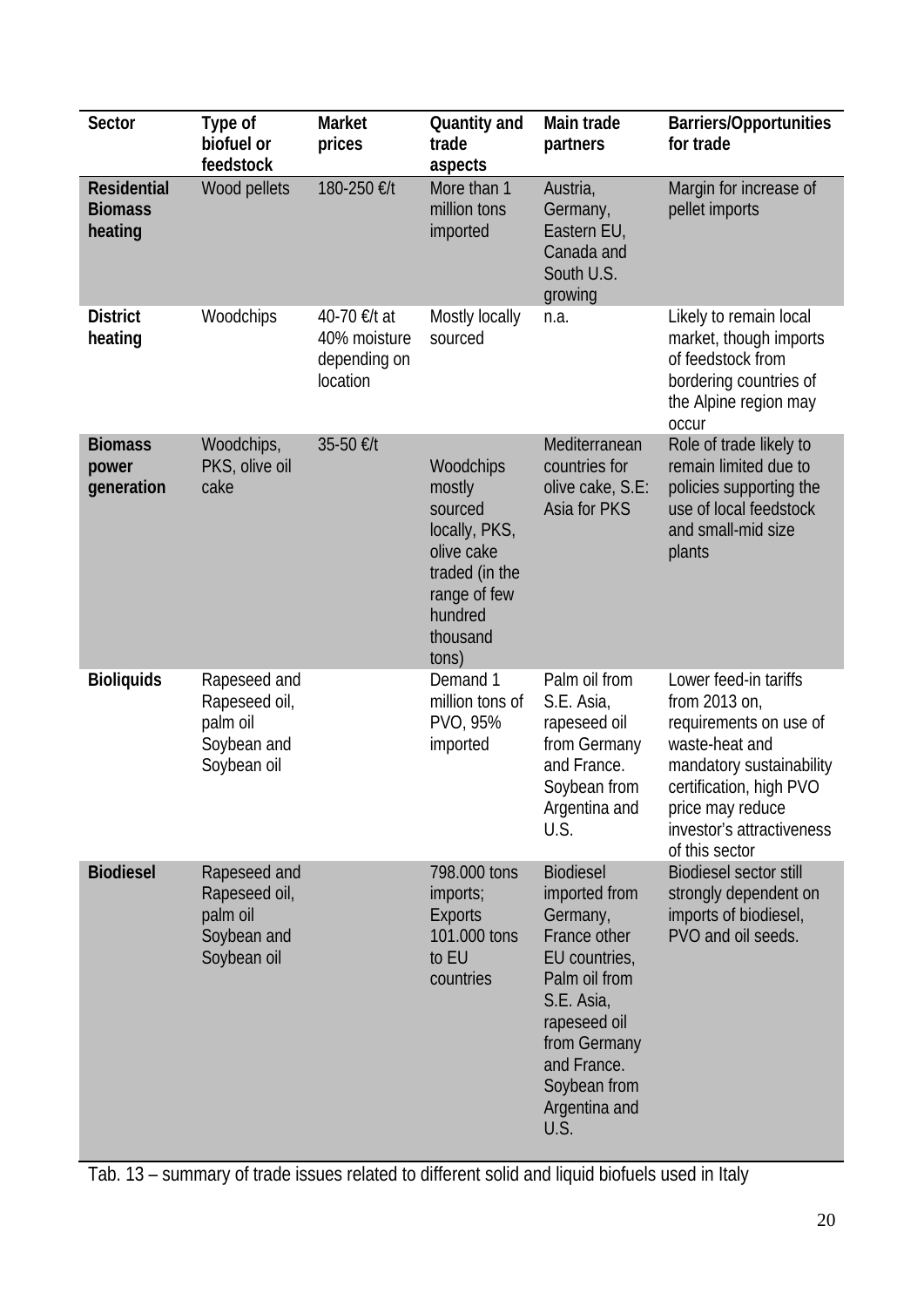| Sector | Type of biofuel or feedstock | Market prices | Quantity and trade aspects | Main trade partners | Barriers/Opportunities for trade |
|---|---|---|---|---|---|
| **Residential Biomass heating** | Wood pellets | 180-250 €/t | More than 1 million tons imported | Austria, Germany, Eastern EU, Canada and South U.S. growing | Margin for increase of pellet imports |
| **District heating** | Woodchips | 40-70 €/t at 40% moisture depending on location | Mostly locally sourced | n.a. | Likely to remain local market, though imports of feedstock from bordering countries of the Alpine region may occur |
| **Biomass power generation** | Woodchips, PKS, olive oil cake | 35-50 €/t | Woodchips mostly sourced locally, PKS, olive cake traded (in the range of few hundred thousand tons) | Mediterranean countries for olive cake, S.E: Asia for PKS | Role of trade likely to remain limited due to policies supporting the use of local feedstock and small-mid size plants |
| **Bioliquids** | Rapeseed and Rapeseed oil, palm oil Soybean and Soybean oil | | Demand 1 million tons of PVO, 95% imported | Palm oil from S.E. Asia, rapeseed oil from Germany and France. Soybean from Argentina and U.S. | Lower feed-in tariffs from 2013 on, requirements on use of waste-heat and mandatory sustainability certification, high PVO price may reduce investor's attractiveness of this sector |
| **Biodiesel** | Rapeseed and Rapeseed oil, palm oil Soybean and Soybean oil | | 798.000 tons imports; Exports 101.000 tons to EU countries | Biodiesel imported from Germany, France other EU countries, Palm oil from S.E. Asia, rapeseed oil from Germany and France. Soybean from Argentina and U.S. | Biodiesel sector still strongly dependent on imports of biodiesel, PVO and oil seeds. |

Tab. 13 – summary of trade issues related to different solid and liquid biofuels used in Italy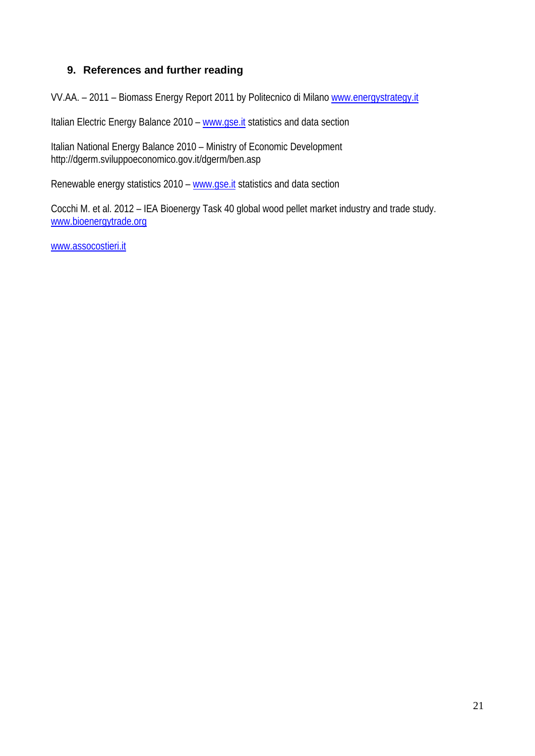## 9. References and further reading

VV.AA. – 2011 – Biomass Energy Report 2011 by Politecnico di Milano www.energystrategy.it

Italian Electric Energy Balance 2010 – www.gse.it statistics and data section

Italian National Energy Balance 2010 – Ministry of Economic Development
http://dgerm.sviluppoeconomico.gov.it/dgerm/ben.asp

Renewable energy statistics 2010 – www.gse.it statistics and data section

Cocchi M. et al. 2012 – IEA Bioenergy Task 40 global wood pellet market industry and trade study.
www.bioenergytrade.org

www.assocostieri.it